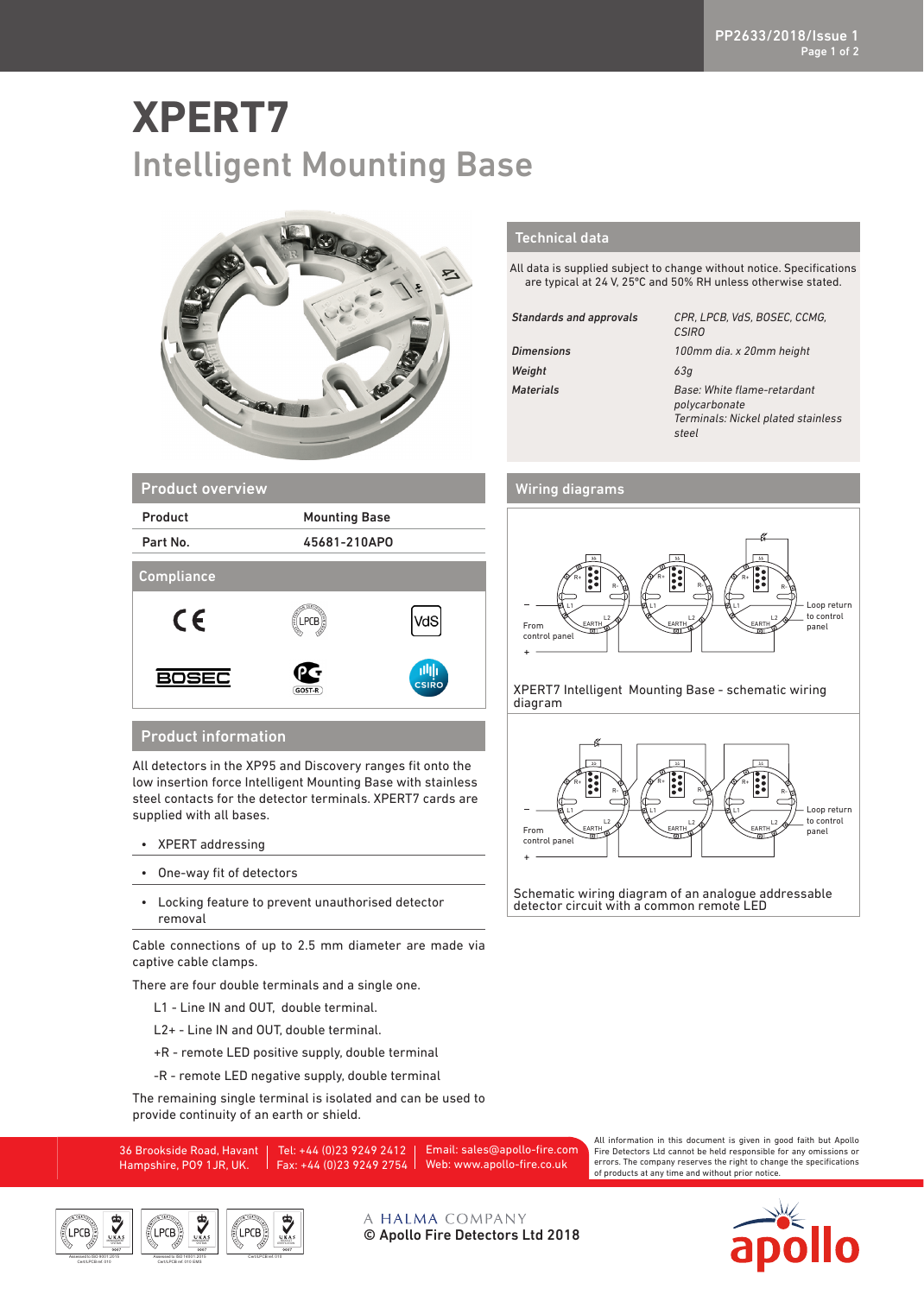# XPERT7

## Intelligent Mounting Base

## Product overview

| Product | Mounting Base |
|---|---|
| Part No. | 45681-210APO |

## Compliance

## Product information

All detectors in the XP95 and Discovery ranges fit onto the low insertion force Intelligent Mounting Base with stainless steel contacts for the detector terminals. XPERT7 cards are supplied with all bases.

- XPERT addressing
- One-way fit of detectors
- Locking feature to prevent unauthorised detector removal

Cable connections of up to 2.5 mm diameter are made via captive cable clamps.

There are four double terminals and a single one.

L1 - Line IN and OUT, double terminal.

L2+ - Line IN and OUT, double terminal.

+R - remote LED positive supply, double terminal

-R - remote LED negative supply, double terminal

The remaining single terminal is isolated and can be used to provide continuity of an earth or shield.

## Technical data

All data is supplied subject to change without notice. Specifications are typical at 24 V, 25°C and 50% RH unless otherwise stated.

| | |
|---|---|
| *Standards and approvals* | *CPR, LPCB, VdS, BOSEC, CCMG, CSIRO* |
| *Dimensions* | *100mm dia. x 20mm height* |
| *Weight* | *63g* |
| *Materials* | *Base: White flame-retardant polycarbonate*<br>*Terminals: Nickel plated stainless steel* |

## Wiring diagrams

XPERT7 Intelligent Mounting Base - schematic wiring diagram

Schematic wiring diagram of an analogue addressable detector circuit with a common remote LED

36 Brookside Road, Havant
Hampshire, PO9 1JR, UK.

Tel: +44 (0)23 9249 2412
Fax: +44 (0)23 9249 2754

Email: sales@apollo-fire.com
Web: www.apollo-fire.co.uk

All information in this document is given in good faith but Apollo Fire Detectors Ltd cannot be held responsible for any omissions or errors. The company reserves the right to change the specifications of products at any time and without prior notice.

A HALMA COMPANY

© Apollo Fire Detectors Ltd 2018